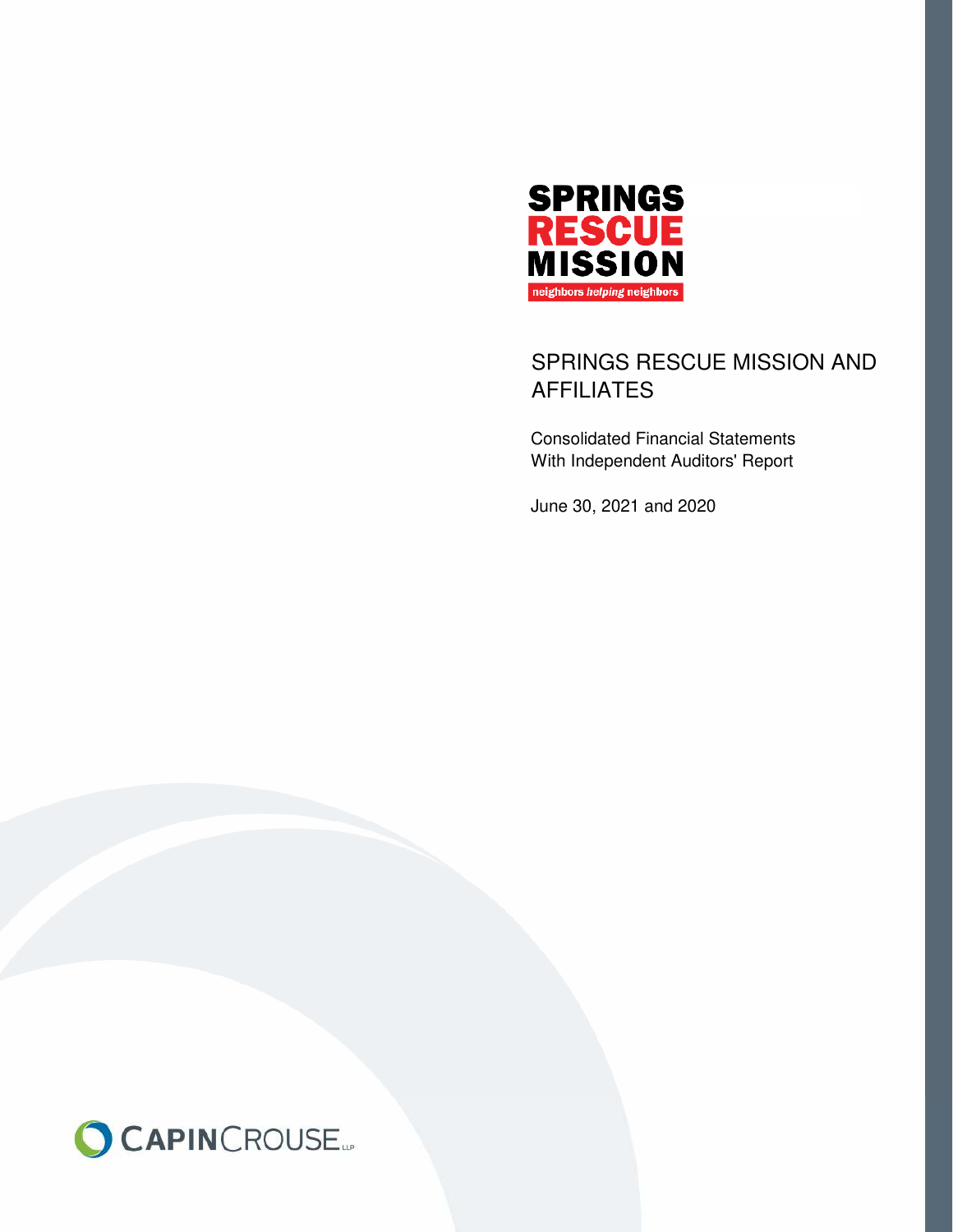SPRINGS RESCUE MISSION

neighbors *helping* neighbors

# SPRINGS RESCUE MISSION AND AFFILIATES

Consolidated Financial Statements
With Independent Auditors' Report

June 30, 2021 and 2020

CAPINCROUSE LLP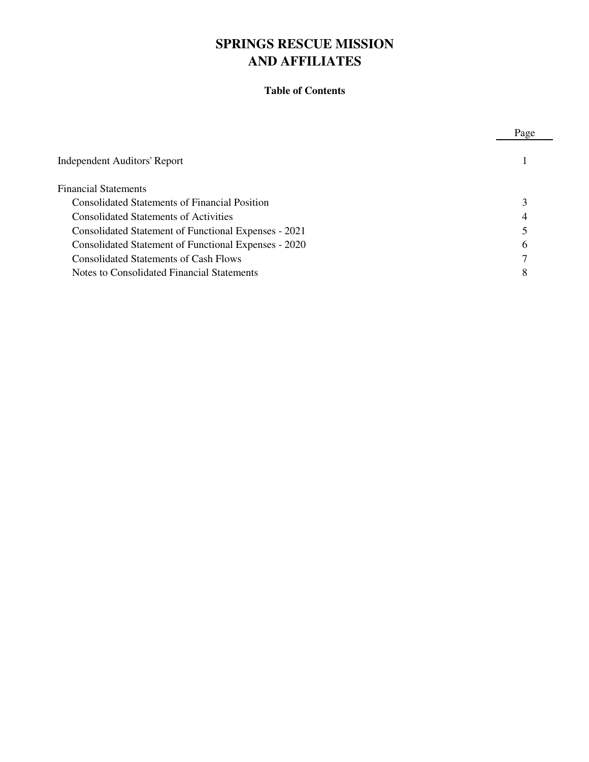# SPRINGS RESCUE MISSION AND AFFILIATES

### Table of Contents

| | Page |
|---|---|
| Independent Auditors' Report | 1 |
| Financial Statements | |
| Consolidated Statements of Financial Position | 3 |
| Consolidated Statements of Activities | 4 |
| Consolidated Statement of Functional Expenses - 2021 | 5 |
| Consolidated Statement of Functional Expenses - 2020 | 6 |
| Consolidated Statements of Cash Flows | 7 |
| Notes to Consolidated Financial Statements | 8 |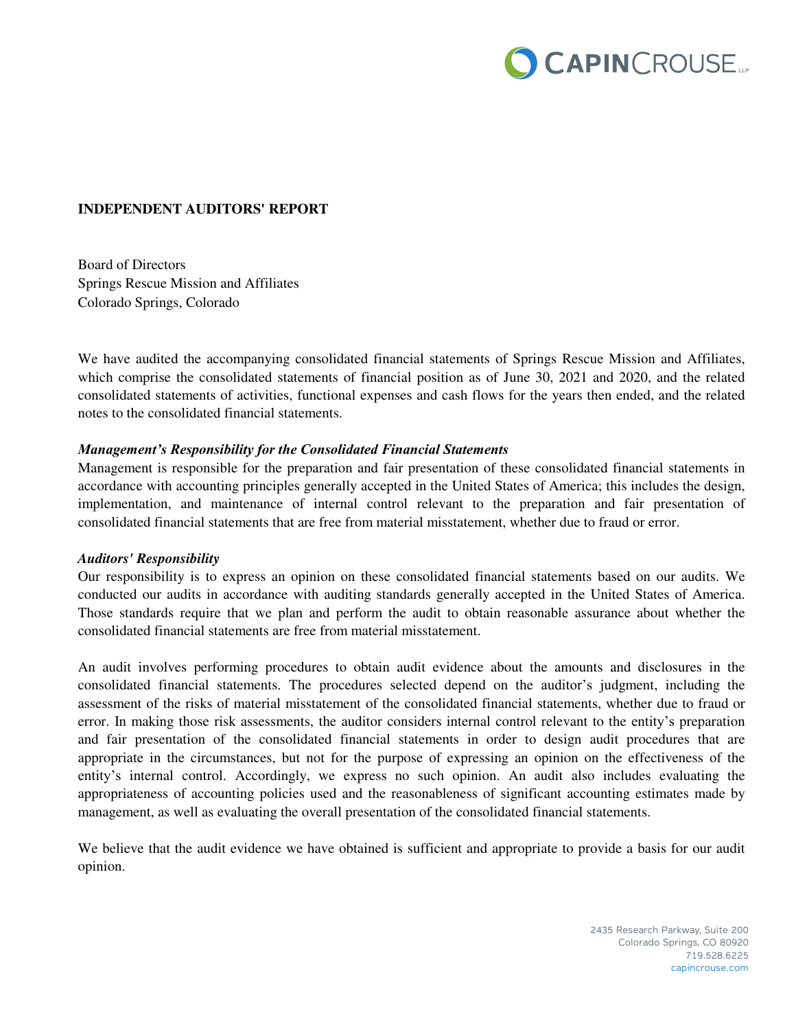**INDEPENDENT AUDITORS' REPORT**

Board of Directors
Springs Rescue Mission and Affiliates
Colorado Springs, Colorado

We have audited the accompanying consolidated financial statements of Springs Rescue Mission and Affiliates, which comprise the consolidated statements of financial position as of June 30, 2021 and 2020, and the related consolidated statements of activities, functional expenses and cash flows for the years then ended, and the related notes to the consolidated financial statements.

***Management's Responsibility for the Consolidated Financial Statements***

Management is responsible for the preparation and fair presentation of these consolidated financial statements in accordance with accounting principles generally accepted in the United States of America; this includes the design, implementation, and maintenance of internal control relevant to the preparation and fair presentation of consolidated financial statements that are free from material misstatement, whether due to fraud or error.

***Auditors' Responsibility***

Our responsibility is to express an opinion on these consolidated financial statements based on our audits. We conducted our audits in accordance with auditing standards generally accepted in the United States of America. Those standards require that we plan and perform the audit to obtain reasonable assurance about whether the consolidated financial statements are free from material misstatement.

An audit involves performing procedures to obtain audit evidence about the amounts and disclosures in the consolidated financial statements. The procedures selected depend on the auditor's judgment, including the assessment of the risks of material misstatement of the consolidated financial statements, whether due to fraud or error. In making those risk assessments, the auditor considers internal control relevant to the entity's preparation and fair presentation of the consolidated financial statements in order to design audit procedures that are appropriate in the circumstances, but not for the purpose of expressing an opinion on the effectiveness of the entity's internal control. Accordingly, we express no such opinion. An audit also includes evaluating the appropriateness of accounting policies used and the reasonableness of significant accounting estimates made by management, as well as evaluating the overall presentation of the consolidated financial statements.

We believe that the audit evidence we have obtained is sufficient and appropriate to provide a basis for our audit opinion.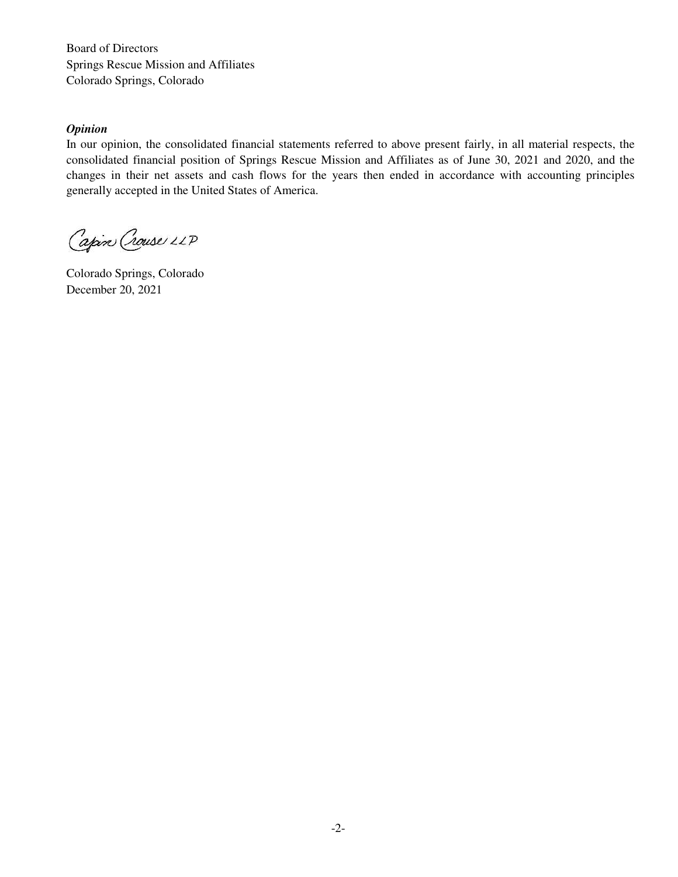Board of Directors
Springs Rescue Mission and Affiliates
Colorado Springs, Colorado

***Opinion***

In our opinion, the consolidated financial statements referred to above present fairly, in all material respects, the consolidated financial position of Springs Rescue Mission and Affiliates as of June 30, 2021 and 2020, and the changes in their net assets and cash flows for the years then ended in accordance with accounting principles generally accepted in the United States of America.

Capin Crouse LLP

Colorado Springs, Colorado
December 20, 2021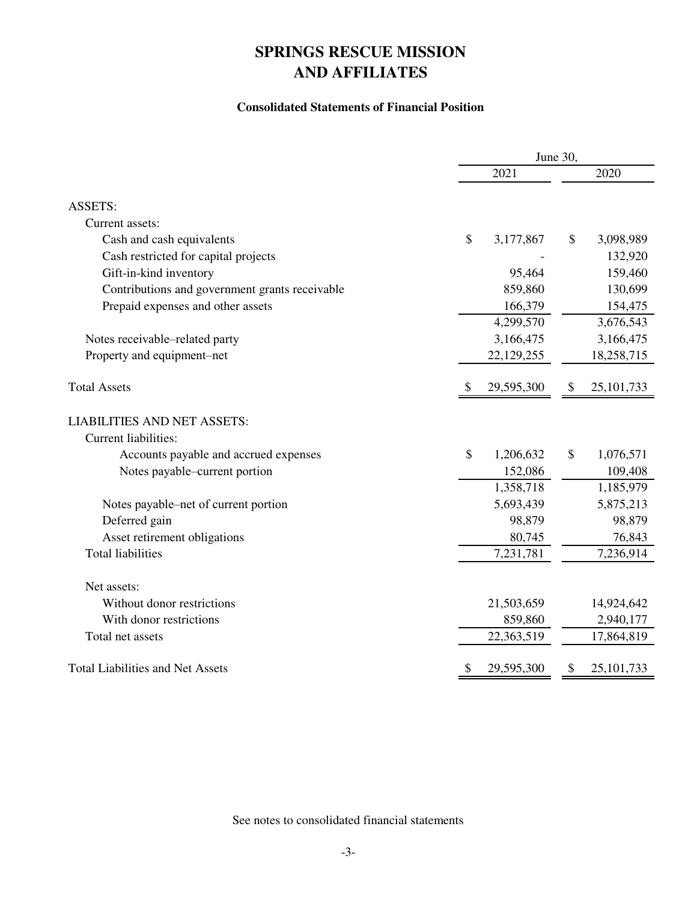# SPRINGS RESCUE MISSION AND AFFILIATES

### Consolidated Statements of Financial Position

| | June 30, 2021 | June 30, 2020 |
|---|---|---|
| ASSETS: | | |
| Current assets: | | |
| Cash and cash equivalents | $ 3,177,867 | $ 3,098,989 |
| Cash restricted for capital projects | - | 132,920 |
| Gift-in-kind inventory | 95,464 | 159,460 |
| Contributions and government grants receivable | 859,860 | 130,699 |
| Prepaid expenses and other assets | 166,379 | 154,475 |
| | 4,299,570 | 3,676,543 |
| Notes receivable–related party | 3,166,475 | 3,166,475 |
| Property and equipment–net | 22,129,255 | 18,258,715 |
| Total Assets | $ 29,595,300 | $ 25,101,733 |
| LIABILITIES AND NET ASSETS: | | |
| Current liabilities: | | |
| Accounts payable and accrued expenses | $ 1,206,632 | $ 1,076,571 |
| Notes payable–current portion | 152,086 | 109,408 |
| | 1,358,718 | 1,185,979 |
| Notes payable–net of current portion | 5,693,439 | 5,875,213 |
| Deferred gain | 98,879 | 98,879 |
| Asset retirement obligations | 80,745 | 76,843 |
| Total liabilities | 7,231,781 | 7,236,914 |
| Net assets: | | |
| Without donor restrictions | 21,503,659 | 14,924,642 |
| With donor restrictions | 859,860 | 2,940,177 |
| Total net assets | 22,363,519 | 17,864,819 |
| Total Liabilities and Net Assets | $ 29,595,300 | $ 25,101,733 |

See notes to consolidated financial statements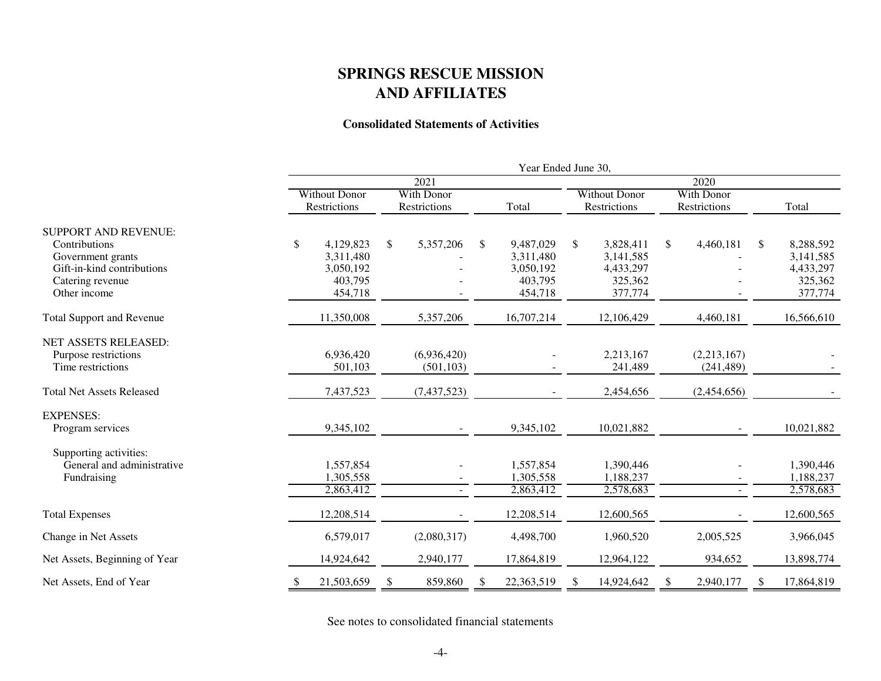# SPRINGS RESCUE MISSION
# AND AFFILIATES

### Consolidated Statements of Activities

| | Year Ended June 30, | | | | | |
|---|---|---|---|---|---|---|
| | 2021 | | | 2020 | | |
| | Without Donor Restrictions | With Donor Restrictions | Total | Without Donor Restrictions | With Donor Restrictions | Total |
| SUPPORT AND REVENUE: | | | | | | |
| Contributions | $ 4,129,823 | $ 5,357,206 | $ 9,487,029 | $ 3,828,411 | $ 4,460,181 | $ 8,288,592 |
| Government grants | 3,311,480 | - | 3,311,480 | 3,141,585 | - | 3,141,585 |
| Gift-in-kind contributions | 3,050,192 | - | 3,050,192 | 4,433,297 | - | 4,433,297 |
| Catering revenue | 403,795 | - | 403,795 | 325,362 | - | 325,362 |
| Other income | 454,718 | - | 454,718 | 377,774 | - | 377,774 |
| Total Support and Revenue | 11,350,008 | 5,357,206 | 16,707,214 | 12,106,429 | 4,460,181 | 16,566,610 |
| NET ASSETS RELEASED: | | | | | | |
| Purpose restrictions | 6,936,420 | (6,936,420) | - | 2,213,167 | (2,213,167) | - |
| Time restrictions | 501,103 | (501,103) | - | 241,489 | (241,489) | - |
| Total Net Assets Released | 7,437,523 | (7,437,523) | - | 2,454,656 | (2,454,656) | - |
| EXPENSES: | | | | | | |
| Program services | 9,345,102 | - | 9,345,102 | 10,021,882 | - | 10,021,882 |
| Supporting activities: | | | | | | |
| General and administrative | 1,557,854 | - | 1,557,854 | 1,390,446 | - | 1,390,446 |
| Fundraising | 1,305,558 | - | 1,305,558 | 1,188,237 | - | 1,188,237 |
| | 2,863,412 | - | 2,863,412 | 2,578,683 | - | 2,578,683 |
| Total Expenses | 12,208,514 | - | 12,208,514 | 12,600,565 | - | 12,600,565 |
| Change in Net Assets | 6,579,017 | (2,080,317) | 4,498,700 | 1,960,520 | 2,005,525 | 3,966,045 |
| Net Assets, Beginning of Year | 14,924,642 | 2,940,177 | 17,864,819 | 12,964,122 | 934,652 | 13,898,774 |
| Net Assets, End of Year | $ 21,503,659 | $ 859,860 | $ 22,363,519 | $ 14,924,642 | $ 2,940,177 | $ 17,864,819 |

See notes to consolidated financial statements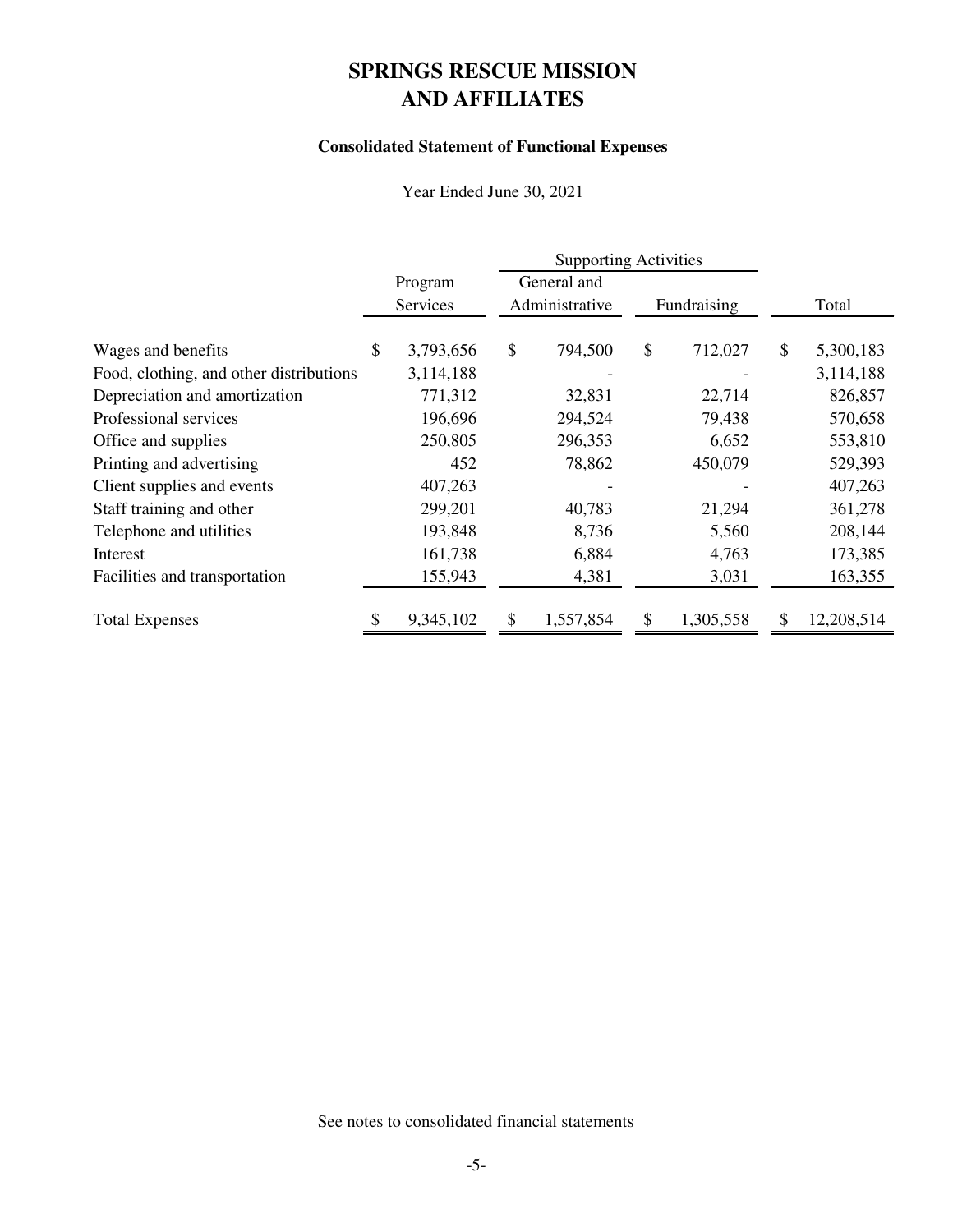# SPRINGS RESCUE MISSION AND AFFILIATES

## Consolidated Statement of Functional Expenses

Year Ended June 30, 2021

| | Program Services | Supporting Activities | | Total |
|---|---|---|---|---|
| | | General and Administrative | Fundraising | |
| Wages and benefits | $ 3,793,656 | $ 794,500 | $ 712,027 | $ 5,300,183 |
| Food, clothing, and other distributions | 3,114,188 | - | - | 3,114,188 |
| Depreciation and amortization | 771,312 | 32,831 | 22,714 | 826,857 |
| Professional services | 196,696 | 294,524 | 79,438 | 570,658 |
| Office and supplies | 250,805 | 296,353 | 6,652 | 553,810 |
| Printing and advertising | 452 | 78,862 | 450,079 | 529,393 |
| Client supplies and events | 407,263 | - | - | 407,263 |
| Staff training and other | 299,201 | 40,783 | 21,294 | 361,278 |
| Telephone and utilities | 193,848 | 8,736 | 5,560 | 208,144 |
| Interest | 161,738 | 6,884 | 4,763 | 173,385 |
| Facilities and transportation | 155,943 | 4,381 | 3,031 | 163,355 |
| Total Expenses | $ 9,345,102 | $ 1,557,854 | $ 1,305,558 | $ 12,208,514 |

See notes to consolidated financial statements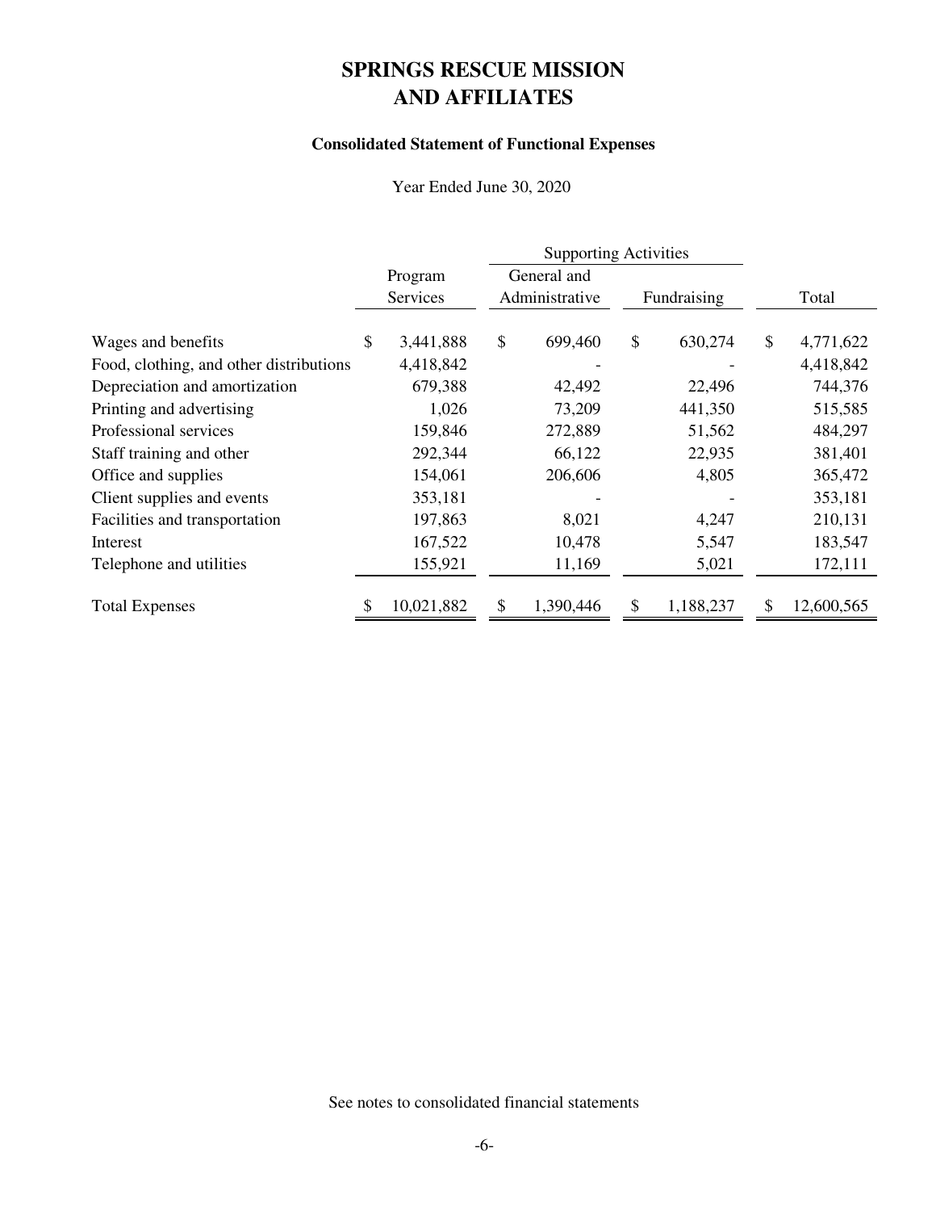# SPRINGS RESCUE MISSION AND AFFILIATES

### Consolidated Statement of Functional Expenses

Year Ended June 30, 2020

| | Program Services | Supporting Activities | | Total |
|---|---|---|---|---|
| | | General and Administrative | Fundraising | |
| Wages and benefits | $ 3,441,888 | $ 699,460 | $ 630,274 | $ 4,771,622 |
| Food, clothing, and other distributions | 4,418,842 | - | - | 4,418,842 |
| Depreciation and amortization | 679,388 | 42,492 | 22,496 | 744,376 |
| Printing and advertising | 1,026 | 73,209 | 441,350 | 515,585 |
| Professional services | 159,846 | 272,889 | 51,562 | 484,297 |
| Staff training and other | 292,344 | 66,122 | 22,935 | 381,401 |
| Office and supplies | 154,061 | 206,606 | 4,805 | 365,472 |
| Client supplies and events | 353,181 | - | - | 353,181 |
| Facilities and transportation | 197,863 | 8,021 | 4,247 | 210,131 |
| Interest | 167,522 | 10,478 | 5,547 | 183,547 |
| Telephone and utilities | 155,921 | 11,169 | 5,021 | 172,111 |
| Total Expenses | $ 10,021,882 | $ 1,390,446 | $ 1,188,237 | $ 12,600,565 |

See notes to consolidated financial statements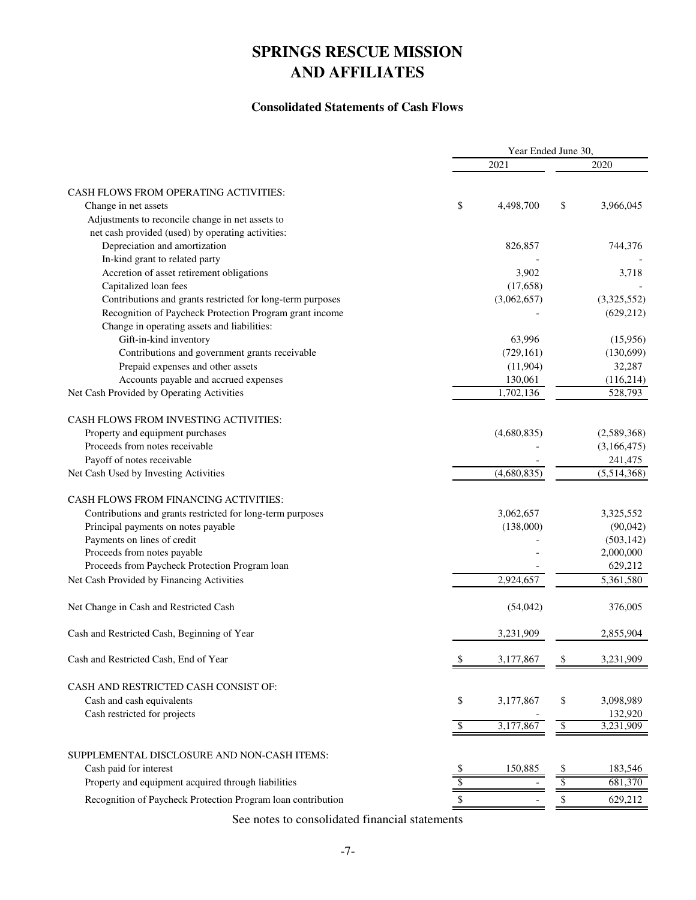# SPRINGS RESCUE MISSION AND AFFILIATES

### Consolidated Statements of Cash Flows

| | Year Ended June 30, | |
|---|---|---|
| | 2021 | 2020 |
| CASH FLOWS FROM OPERATING ACTIVITIES: | | |
| Change in net assets | $ 4,498,700 | $ 3,966,045 |
| Adjustments to reconcile change in net assets to net cash provided (used) by operating activities: | | |
| Depreciation and amortization | 826,857 | 744,376 |
| In-kind grant to related party | - | - |
| Accretion of asset retirement obligations | 3,902 | 3,718 |
| Capitalized loan fees | (17,658) | - |
| Contributions and grants restricted for long-term purposes | (3,062,657) | (3,325,552) |
| Recognition of Paycheck Protection Program grant income | - | (629,212) |
| Change in operating assets and liabilities: | | |
| Gift-in-kind inventory | 63,996 | (15,956) |
| Contributions and government grants receivable | (729,161) | (130,699) |
| Prepaid expenses and other assets | (11,904) | 32,287 |
| Accounts payable and accrued expenses | 130,061 | (116,214) |
| Net Cash Provided by Operating Activities | 1,702,136 | 528,793 |
| CASH FLOWS FROM INVESTING ACTIVITIES: | | |
| Property and equipment purchases | (4,680,835) | (2,589,368) |
| Proceeds from notes receivable | - | (3,166,475) |
| Payoff of notes receivable | - | 241,475 |
| Net Cash Used by Investing Activities | (4,680,835) | (5,514,368) |
| CASH FLOWS FROM FINANCING ACTIVITIES: | | |
| Contributions and grants restricted for long-term purposes | 3,062,657 | 3,325,552 |
| Principal payments on notes payable | (138,000) | (90,042) |
| Payments on lines of credit | - | (503,142) |
| Proceeds from notes payable | - | 2,000,000 |
| Proceeds from Paycheck Protection Program loan | - | 629,212 |
| Net Cash Provided by Financing Activities | 2,924,657 | 5,361,580 |
| Net Change in Cash and Restricted Cash | (54,042) | 376,005 |
| Cash and Restricted Cash, Beginning of Year | 3,231,909 | 2,855,904 |
| Cash and Restricted Cash, End of Year | $ 3,177,867 | $ 3,231,909 |
| CASH AND RESTRICTED CASH CONSIST OF: | | |
| Cash and cash equivalents | $ 3,177,867 | $ 3,098,989 |
| Cash restricted for projects | - | 132,920 |
| | $ 3,177,867 | $ 3,231,909 |
| SUPPLEMENTAL DISCLOSURE AND NON-CASH ITEMS: | | |
| Cash paid for interest | $ 150,885 | $ 183,546 |
| Property and equipment acquired through liabilities | $ - | $ 681,370 |
| Recognition of Paycheck Protection Program loan contribution | $ - | $ 629,212 |

See notes to consolidated financial statements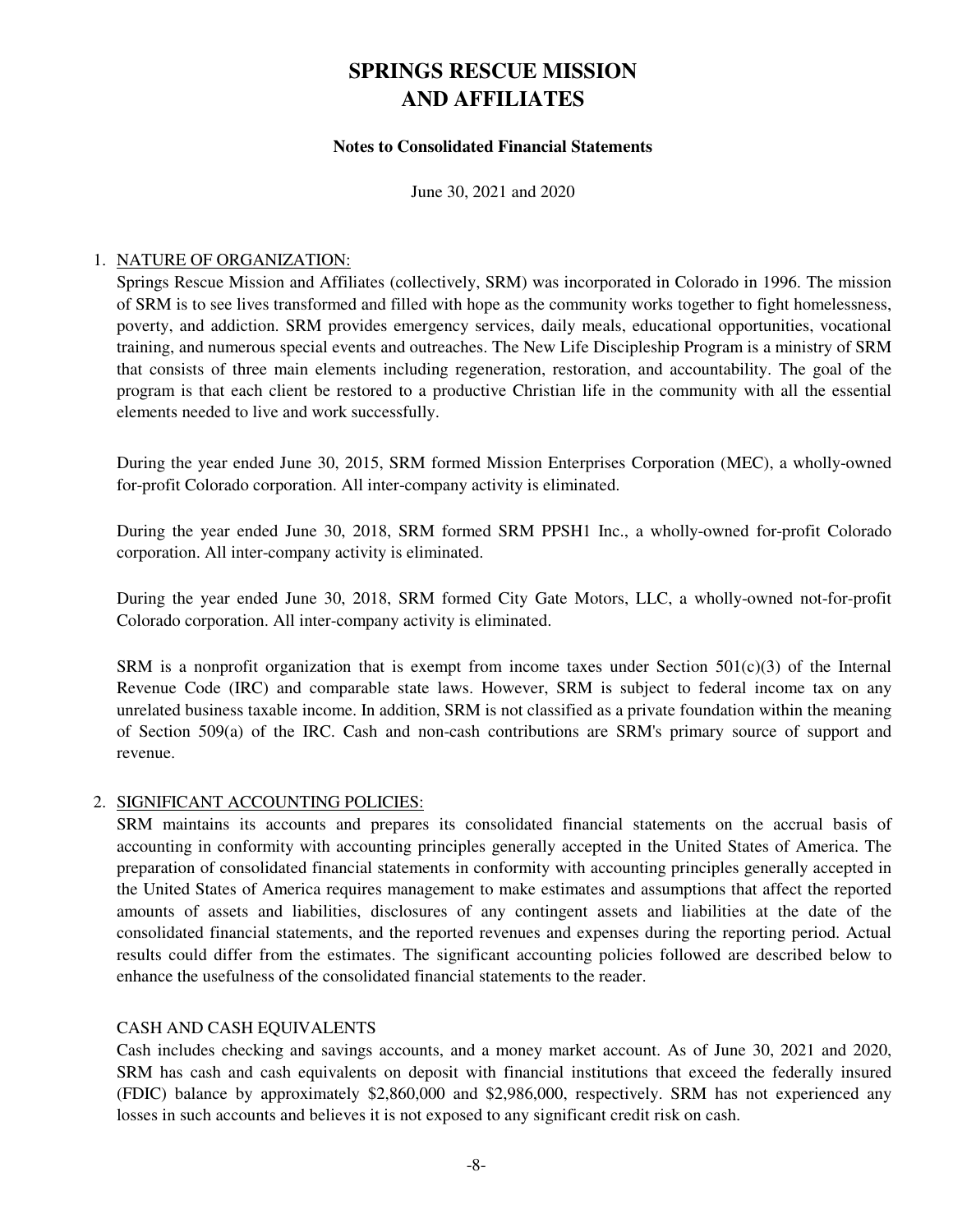# SPRINGS RESCUE MISSION AND AFFILIATES

**Notes to Consolidated Financial Statements**

June 30, 2021 and 2020

1. NATURE OF ORGANIZATION:

   Springs Rescue Mission and Affiliates (collectively, SRM) was incorporated in Colorado in 1996. The mission of SRM is to see lives transformed and filled with hope as the community works together to fight homelessness, poverty, and addiction. SRM provides emergency services, daily meals, educational opportunities, vocational training, and numerous special events and outreaches. The New Life Discipleship Program is a ministry of SRM that consists of three main elements including regeneration, restoration, and accountability. The goal of the program is that each client be restored to a productive Christian life in the community with all the essential elements needed to live and work successfully.

   During the year ended June 30, 2015, SRM formed Mission Enterprises Corporation (MEC), a wholly-owned for-profit Colorado corporation. All inter-company activity is eliminated.

   During the year ended June 30, 2018, SRM formed SRM PPSH1 Inc., a wholly-owned for-profit Colorado corporation. All inter-company activity is eliminated.

   During the year ended June 30, 2018, SRM formed City Gate Motors, LLC, a wholly-owned not-for-profit Colorado corporation. All inter-company activity is eliminated.

   SRM is a nonprofit organization that is exempt from income taxes under Section 501(c)(3) of the Internal Revenue Code (IRC) and comparable state laws. However, SRM is subject to federal income tax on any unrelated business taxable income. In addition, SRM is not classified as a private foundation within the meaning of Section 509(a) of the IRC. Cash and non-cash contributions are SRM's primary source of support and revenue.

2. SIGNIFICANT ACCOUNTING POLICIES:

   SRM maintains its accounts and prepares its consolidated financial statements on the accrual basis of accounting in conformity with accounting principles generally accepted in the United States of America. The preparation of consolidated financial statements in conformity with accounting principles generally accepted in the United States of America requires management to make estimates and assumptions that affect the reported amounts of assets and liabilities, disclosures of any contingent assets and liabilities at the date of the consolidated financial statements, and the reported revenues and expenses during the reporting period. Actual results could differ from the estimates. The significant accounting policies followed are described below to enhance the usefulness of the consolidated financial statements to the reader.

   CASH AND CASH EQUIVALENTS

   Cash includes checking and savings accounts, and a money market account. As of June 30, 2021 and 2020, SRM has cash and cash equivalents on deposit with financial institutions that exceed the federally insured (FDIC) balance by approximately $2,860,000 and $2,986,000, respectively. SRM has not experienced any losses in such accounts and believes it is not exposed to any significant credit risk on cash.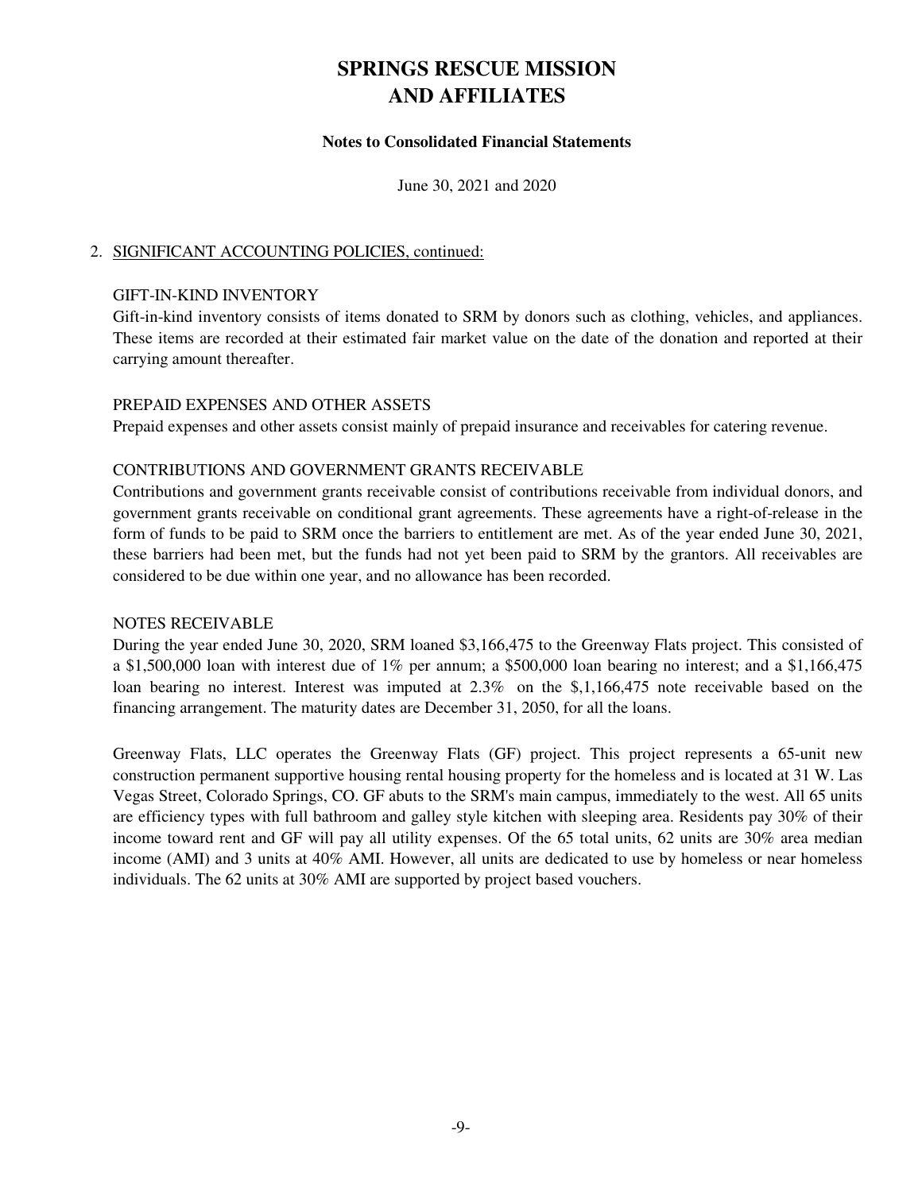# SPRINGS RESCUE MISSION AND AFFILIATES

**Notes to Consolidated Financial Statements**

June 30, 2021 and 2020

2. SIGNIFICANT ACCOUNTING POLICIES, continued:

GIFT-IN-KIND INVENTORY

Gift-in-kind inventory consists of items donated to SRM by donors such as clothing, vehicles, and appliances. These items are recorded at their estimated fair market value on the date of the donation and reported at their carrying amount thereafter.

PREPAID EXPENSES AND OTHER ASSETS

Prepaid expenses and other assets consist mainly of prepaid insurance and receivables for catering revenue.

CONTRIBUTIONS AND GOVERNMENT GRANTS RECEIVABLE

Contributions and government grants receivable consist of contributions receivable from individual donors, and government grants receivable on conditional grant agreements. These agreements have a right-of-release in the form of funds to be paid to SRM once the barriers to entitlement are met. As of the year ended June 30, 2021, these barriers had been met, but the funds had not yet been paid to SRM by the grantors. All receivables are considered to be due within one year, and no allowance has been recorded.

NOTES RECEIVABLE

During the year ended June 30, 2020, SRM loaned $3,166,475 to the Greenway Flats project. This consisted of a $1,500,000 loan with interest due of 1% per annum; a $500,000 loan bearing no interest; and a $1,166,475 loan bearing no interest. Interest was imputed at 2.3% on the $,1,166,475 note receivable based on the financing arrangement. The maturity dates are December 31, 2050, for all the loans.

Greenway Flats, LLC operates the Greenway Flats (GF) project. This project represents a 65-unit new construction permanent supportive housing rental housing property for the homeless and is located at 31 W. Las Vegas Street, Colorado Springs, CO. GF abuts to the SRM's main campus, immediately to the west. All 65 units are efficiency types with full bathroom and galley style kitchen with sleeping area. Residents pay 30% of their income toward rent and GF will pay all utility expenses. Of the 65 total units, 62 units are 30% area median income (AMI) and 3 units at 40% AMI. However, all units are dedicated to use by homeless or near homeless individuals. The 62 units at 30% AMI are supported by project based vouchers.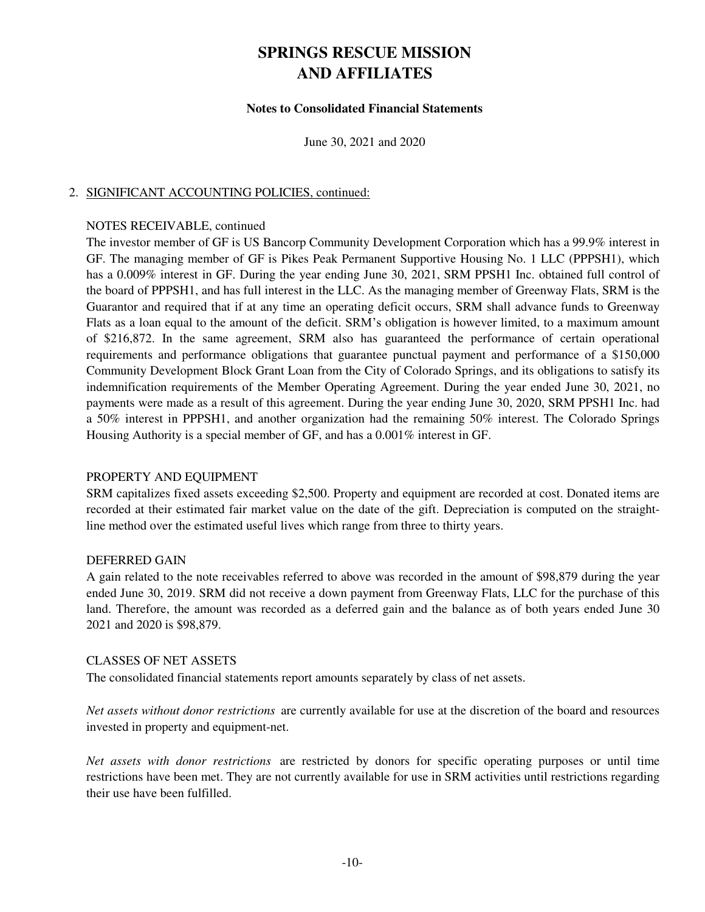# SPRINGS RESCUE MISSION AND AFFILIATES

**Notes to Consolidated Financial Statements**

June 30, 2021 and 2020

2. SIGNIFICANT ACCOUNTING POLICIES, continued:

NOTES RECEIVABLE, continued

The investor member of GF is US Bancorp Community Development Corporation which has a 99.9% interest in GF. The managing member of GF is Pikes Peak Permanent Supportive Housing No. 1 LLC (PPPSH1), which has a 0.009% interest in GF. During the year ending June 30, 2021, SRM PPSH1 Inc. obtained full control of the board of PPPSH1, and has full interest in the LLC. As the managing member of Greenway Flats, SRM is the Guarantor and required that if at any time an operating deficit occurs, SRM shall advance funds to Greenway Flats as a loan equal to the amount of the deficit. SRM's obligation is however limited, to a maximum amount of $216,872. In the same agreement, SRM also has guaranteed the performance of certain operational requirements and performance obligations that guarantee punctual payment and performance of a $150,000 Community Development Block Grant Loan from the City of Colorado Springs, and its obligations to satisfy its indemnification requirements of the Member Operating Agreement. During the year ended June 30, 2021, no payments were made as a result of this agreement. During the year ending June 30, 2020, SRM PPSH1 Inc. had a 50% interest in PPPSH1, and another organization had the remaining 50% interest. The Colorado Springs Housing Authority is a special member of GF, and has a 0.001% interest in GF.

PROPERTY AND EQUIPMENT

SRM capitalizes fixed assets exceeding $2,500. Property and equipment are recorded at cost. Donated items are recorded at their estimated fair market value on the date of the gift. Depreciation is computed on the straight-line method over the estimated useful lives which range from three to thirty years.

DEFERRED GAIN

A gain related to the note receivables referred to above was recorded in the amount of $98,879 during the year ended June 30, 2019. SRM did not receive a down payment from Greenway Flats, LLC for the purchase of this land. Therefore, the amount was recorded as a deferred gain and the balance as of both years ended June 30 2021 and 2020 is $98,879.

CLASSES OF NET ASSETS

The consolidated financial statements report amounts separately by class of net assets.

*Net assets without donor restrictions* are currently available for use at the discretion of the board and resources invested in property and equipment-net.

*Net assets with donor restrictions* are restricted by donors for specific operating purposes or until time restrictions have been met. They are not currently available for use in SRM activities until restrictions regarding their use have been fulfilled.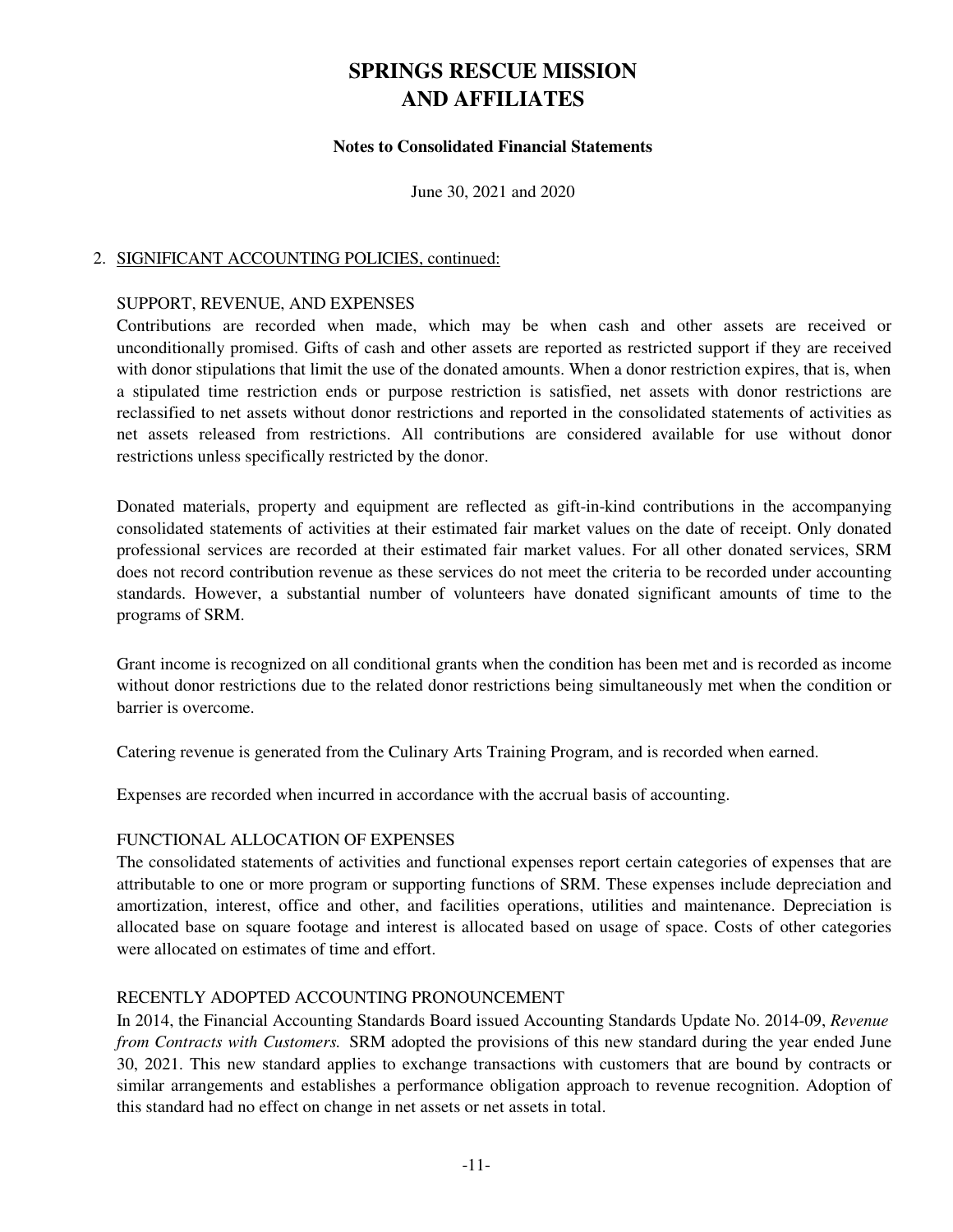# SPRINGS RESCUE MISSION AND AFFILIATES

**Notes to Consolidated Financial Statements**

June 30, 2021 and 2020

2. SIGNIFICANT ACCOUNTING POLICIES, continued:

SUPPORT, REVENUE, AND EXPENSES

Contributions are recorded when made, which may be when cash and other assets are received or unconditionally promised. Gifts of cash and other assets are reported as restricted support if they are received with donor stipulations that limit the use of the donated amounts. When a donor restriction expires, that is, when a stipulated time restriction ends or purpose restriction is satisfied, net assets with donor restrictions are reclassified to net assets without donor restrictions and reported in the consolidated statements of activities as net assets released from restrictions. All contributions are considered available for use without donor restrictions unless specifically restricted by the donor.

Donated materials, property and equipment are reflected as gift-in-kind contributions in the accompanying consolidated statements of activities at their estimated fair market values on the date of receipt. Only donated professional services are recorded at their estimated fair market values. For all other donated services, SRM does not record contribution revenue as these services do not meet the criteria to be recorded under accounting standards. However, a substantial number of volunteers have donated significant amounts of time to the programs of SRM.

Grant income is recognized on all conditional grants when the condition has been met and is recorded as income without donor restrictions due to the related donor restrictions being simultaneously met when the condition or barrier is overcome.

Catering revenue is generated from the Culinary Arts Training Program, and is recorded when earned.

Expenses are recorded when incurred in accordance with the accrual basis of accounting.

FUNCTIONAL ALLOCATION OF EXPENSES

The consolidated statements of activities and functional expenses report certain categories of expenses that are attributable to one or more program or supporting functions of SRM. These expenses include depreciation and amortization, interest, office and other, and facilities operations, utilities and maintenance. Depreciation is allocated base on square footage and interest is allocated based on usage of space. Costs of other categories were allocated on estimates of time and effort.

RECENTLY ADOPTED ACCOUNTING PRONOUNCEMENT

In 2014, the Financial Accounting Standards Board issued Accounting Standards Update No. 2014-09, *Revenue from Contracts with Customers.* SRM adopted the provisions of this new standard during the year ended June 30, 2021. This new standard applies to exchange transactions with customers that are bound by contracts or similar arrangements and establishes a performance obligation approach to revenue recognition. Adoption of this standard had no effect on change in net assets or net assets in total.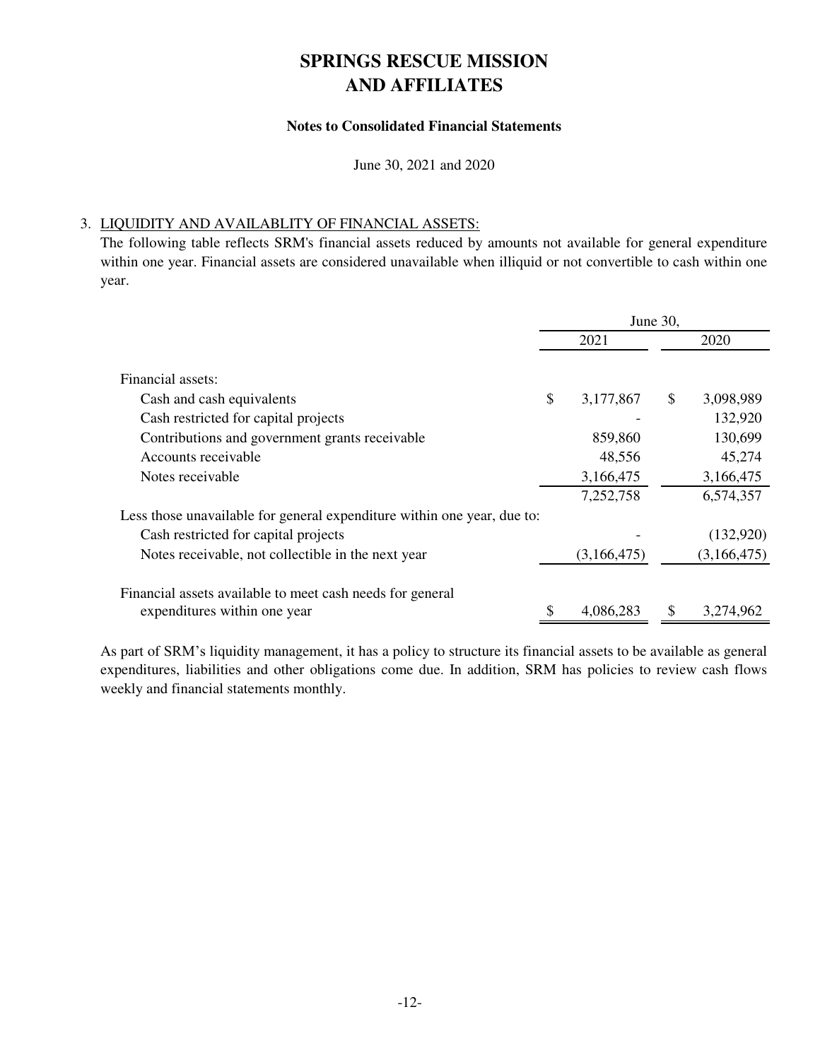# SPRINGS RESCUE MISSION AND AFFILIATES

**Notes to Consolidated Financial Statements**

June 30, 2021 and 2020

3. LIQUIDITY AND AVAILABLITY OF FINANCIAL ASSETS:

The following table reflects SRM's financial assets reduced by amounts not available for general expenditure within one year. Financial assets are considered unavailable when illiquid or not convertible to cash within one year.

| | June 30, 2021 | June 30, 2020 |
|---|---|---|
| Financial assets: | | |
| Cash and cash equivalents | $ 3,177,867 | $ 3,098,989 |
| Cash restricted for capital projects | - | 132,920 |
| Contributions and government grants receivable | 859,860 | 130,699 |
| Accounts receivable | 48,556 | 45,274 |
| Notes receivable | 3,166,475 | 3,166,475 |
| | 7,252,758 | 6,574,357 |
| Less those unavailable for general expenditure within one year, due to: | | |
| Cash restricted for capital projects | - | (132,920) |
| Notes receivable, not collectible in the next year | (3,166,475) | (3,166,475) |
| Financial assets available to meet cash needs for general expenditures within one year | $ 4,086,283 | $ 3,274,962 |

As part of SRM's liquidity management, it has a policy to structure its financial assets to be available as general expenditures, liabilities and other obligations come due. In addition, SRM has policies to review cash flows weekly and financial statements monthly.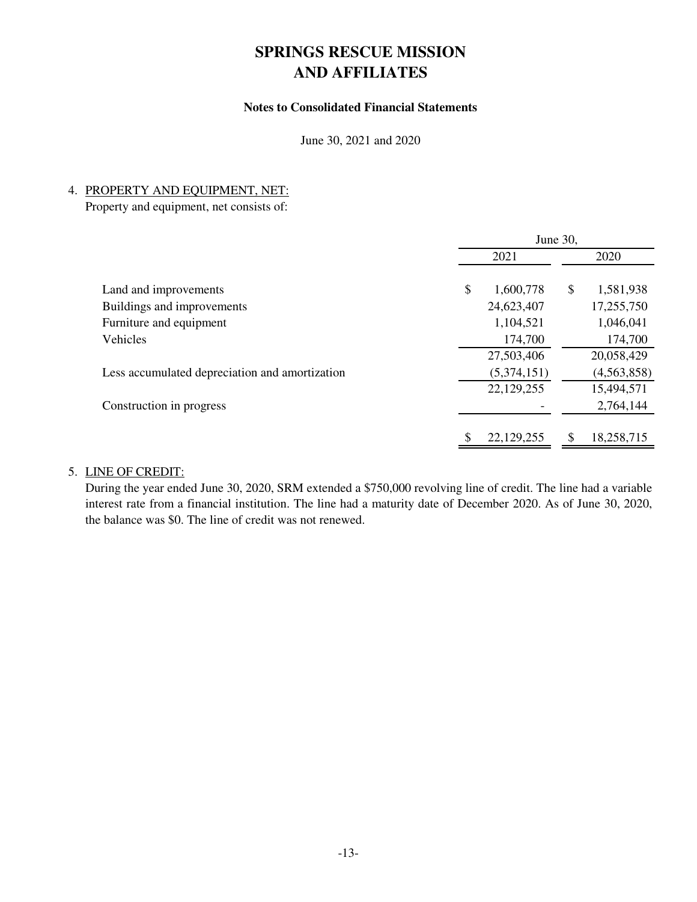# SPRINGS RESCUE MISSION AND AFFILIATES

**Notes to Consolidated Financial Statements**

June 30, 2021 and 2020

4. PROPERTY AND EQUIPMENT, NET:

Property and equipment, net consists of:

| | June 30, | |
|---|---|---|
| | 2021 | 2020 |
| Land and improvements | $ 1,600,778 | $ 1,581,938 |
| Buildings and improvements | 24,623,407 | 17,255,750 |
| Furniture and equipment | 1,104,521 | 1,046,041 |
| Vehicles | 174,700 | 174,700 |
| | 27,503,406 | 20,058,429 |
| Less accumulated depreciation and amortization | (5,374,151) | (4,563,858) |
| | 22,129,255 | 15,494,571 |
| Construction in progress | - | 2,764,144 |
| | $ 22,129,255 | $ 18,258,715 |

5. LINE OF CREDIT:

During the year ended June 30, 2020, SRM extended a $750,000 revolving line of credit. The line had a variable interest rate from a financial institution. The line had a maturity date of December 2020. As of June 30, 2020, the balance was $0. The line of credit was not renewed.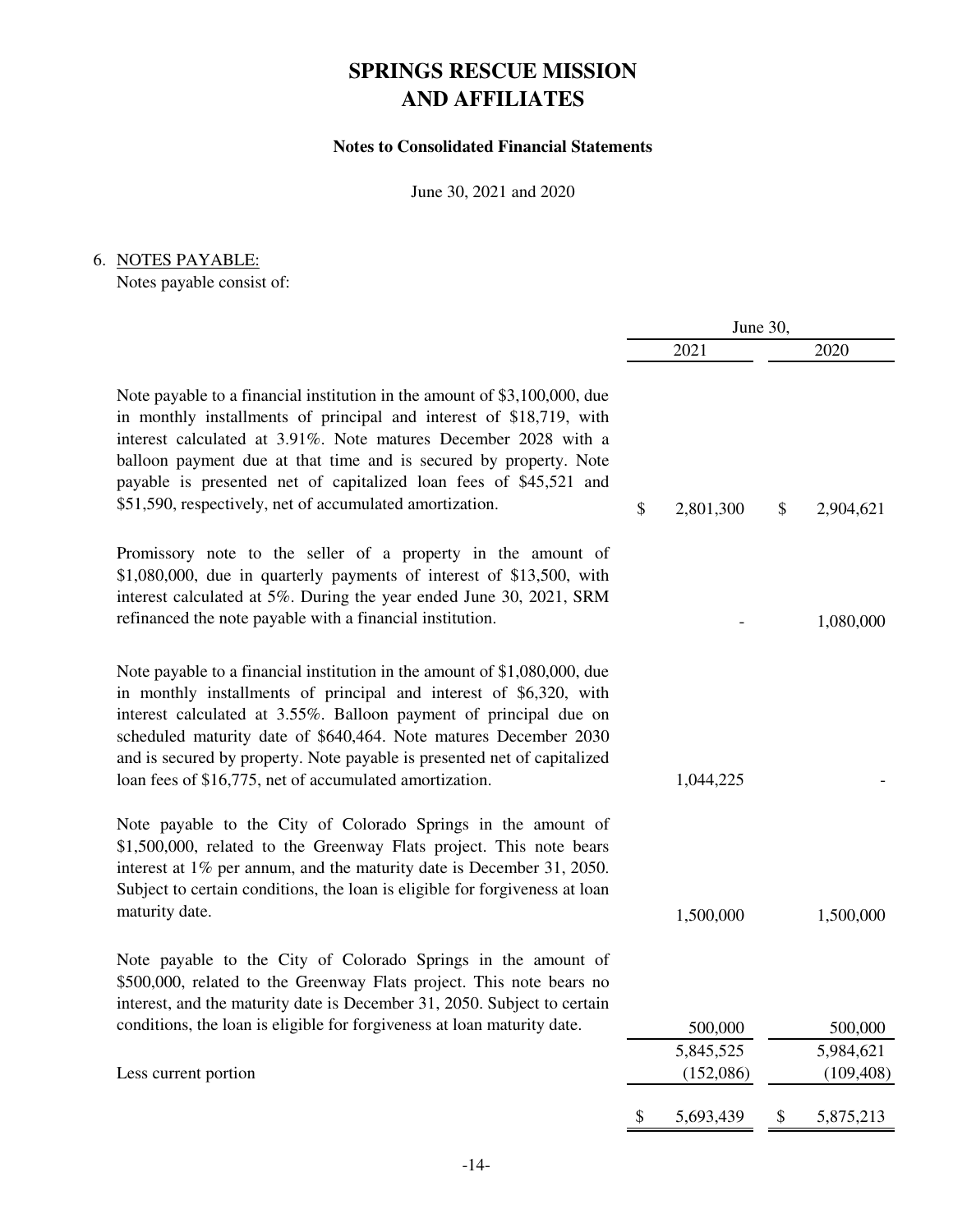# SPRINGS RESCUE MISSION AND AFFILIATES

**Notes to Consolidated Financial Statements**

June 30, 2021 and 2020

6. NOTES PAYABLE:

Notes payable consist of:

| | June 30, 2021 | June 30, 2020 |
|---|---|---|
| Note payable to a financial institution in the amount of $3,100,000, due in monthly installments of principal and interest of $18,719, with interest calculated at 3.91%. Note matures December 2028 with a balloon payment due at that time and is secured by property. Note payable is presented net of capitalized loan fees of $45,521 and $51,590, respectively, net of accumulated amortization. | $ 2,801,300 | $ 2,904,621 |
| Promissory note to the seller of a property in the amount of $1,080,000, due in quarterly payments of interest of $13,500, with interest calculated at 5%. During the year ended June 30, 2021, SRM refinanced the note payable with a financial institution. | - | 1,080,000 |
| Note payable to a financial institution in the amount of $1,080,000, due in monthly installments of principal and interest of $6,320, with interest calculated at 3.55%. Balloon payment of principal due on scheduled maturity date of $640,464. Note matures December 2030 and is secured by property. Note payable is presented net of capitalized loan fees of $16,775, net of accumulated amortization. | 1,044,225 | - |
| Note payable to the City of Colorado Springs in the amount of $1,500,000, related to the Greenway Flats project. This note bears interest at 1% per annum, and the maturity date is December 31, 2050. Subject to certain conditions, the loan is eligible for forgiveness at loan maturity date. | 1,500,000 | 1,500,000 |
| Note payable to the City of Colorado Springs in the amount of $500,000, related to the Greenway Flats project. This note bears no interest, and the maturity date is December 31, 2050. Subject to certain conditions, the loan is eligible for forgiveness at loan maturity date. | 500,000 | 500,000 |
| | 5,845,525 | 5,984,621 |
| Less current portion | (152,086) | (109,408) |
| | $ 5,693,439 | $ 5,875,213 |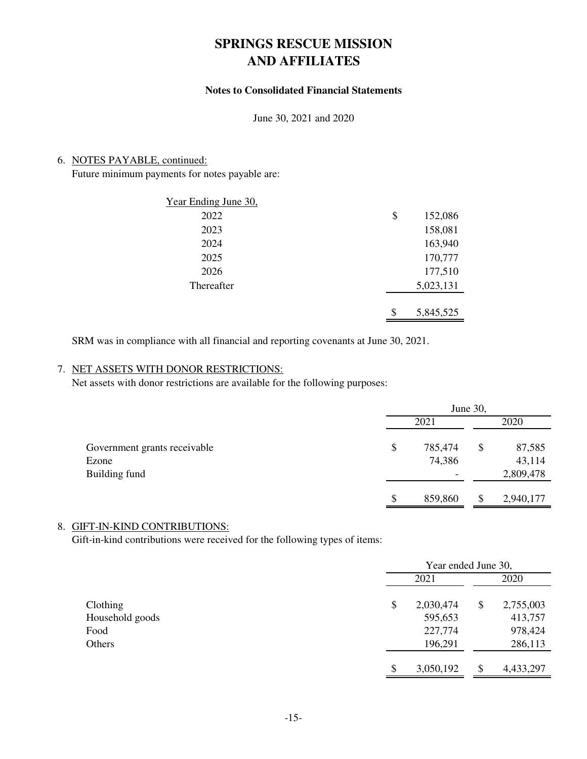# SPRINGS RESCUE MISSION AND AFFILIATES

### Notes to Consolidated Financial Statements

June 30, 2021 and 2020

6. NOTES PAYABLE, continued:

Future minimum payments for notes payable are:

| Year Ending June 30, | |
|---|---|
| 2022 | $ 152,086 |
| 2023 | 158,081 |
| 2024 | 163,940 |
| 2025 | 170,777 |
| 2026 | 177,510 |
| Thereafter | 5,023,131 |
| | $ 5,845,525 |

SRM was in compliance with all financial and reporting covenants at June 30, 2021.

7. NET ASSETS WITH DONOR RESTRICTIONS:

Net assets with donor restrictions are available for the following purposes:

| | June 30, | |
|---|---|---|
| | 2021 | 2020 |
| Government grants receivable | $ 785,474 | $ 87,585 |
| Ezone | 74,386 | 43,114 |
| Building fund | - | 2,809,478 |
| | $ 859,860 | $ 2,940,177 |

8. GIFT-IN-KIND CONTRIBUTIONS:

Gift-in-kind contributions were received for the following types of items:

| | Year ended June 30, | |
|---|---|---|
| | 2021 | 2020 |
| Clothing | $ 2,030,474 | $ 2,755,003 |
| Household goods | 595,653 | 413,757 |
| Food | 227,774 | 978,424 |
| Others | 196,291 | 286,113 |
| | $ 3,050,192 | $ 4,433,297 |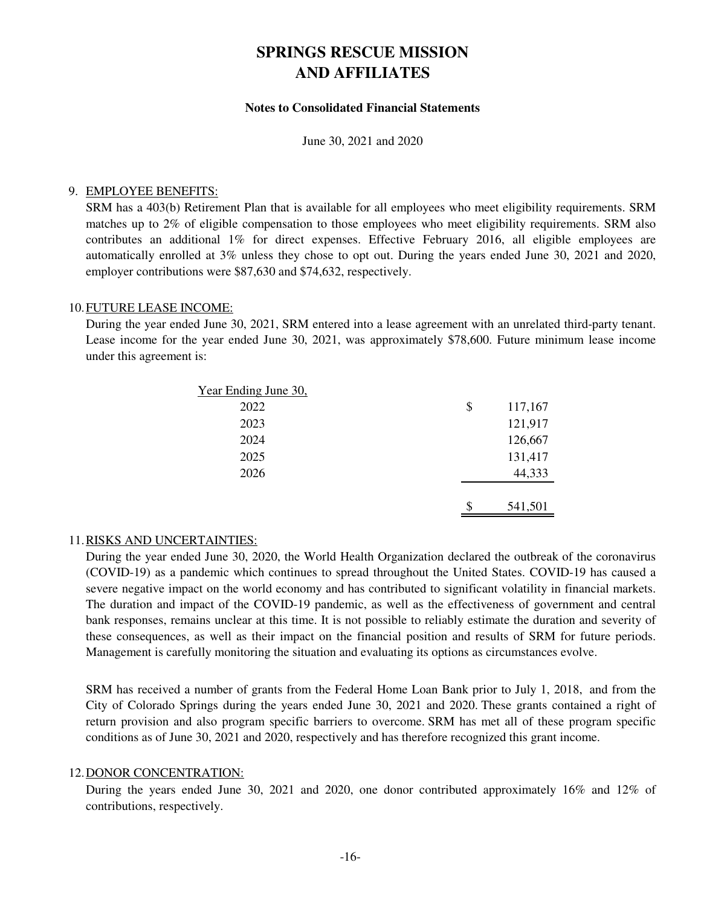# SPRINGS RESCUE MISSION AND AFFILIATES

**Notes to Consolidated Financial Statements**

June 30, 2021 and 2020

9. EMPLOYEE BENEFITS:

SRM has a 403(b) Retirement Plan that is available for all employees who meet eligibility requirements. SRM matches up to 2% of eligible compensation to those employees who meet eligibility requirements. SRM also contributes an additional 1% for direct expenses. Effective February 2016, all eligible employees are automatically enrolled at 3% unless they chose to opt out. During the years ended June 30, 2021 and 2020, employer contributions were $87,630 and $74,632, respectively.

10. FUTURE LEASE INCOME:

During the year ended June 30, 2021, SRM entered into a lease agreement with an unrelated third-party tenant. Lease income for the year ended June 30, 2021, was approximately $78,600. Future minimum lease income under this agreement is:

| Year Ending June 30, | |
|---|---|
| 2022 | $ 117,167 |
| 2023 | 121,917 |
| 2024 | 126,667 |
| 2025 | 131,417 |
| 2026 | 44,333 |
| | $ 541,501 |

11. RISKS AND UNCERTAINTIES:

During the year ended June 30, 2020, the World Health Organization declared the outbreak of the coronavirus (COVID-19) as a pandemic which continues to spread throughout the United States. COVID-19 has caused a severe negative impact on the world economy and has contributed to significant volatility in financial markets. The duration and impact of the COVID-19 pandemic, as well as the effectiveness of government and central bank responses, remains unclear at this time. It is not possible to reliably estimate the duration and severity of these consequences, as well as their impact on the financial position and results of SRM for future periods. Management is carefully monitoring the situation and evaluating its options as circumstances evolve.

SRM has received a number of grants from the Federal Home Loan Bank prior to July 1, 2018, and from the City of Colorado Springs during the years ended June 30, 2021 and 2020. These grants contained a right of return provision and also program specific barriers to overcome. SRM has met all of these program specific conditions as of June 30, 2021 and 2020, respectively and has therefore recognized this grant income.

12. DONOR CONCENTRATION:

During the years ended June 30, 2021 and 2020, one donor contributed approximately 16% and 12% of contributions, respectively.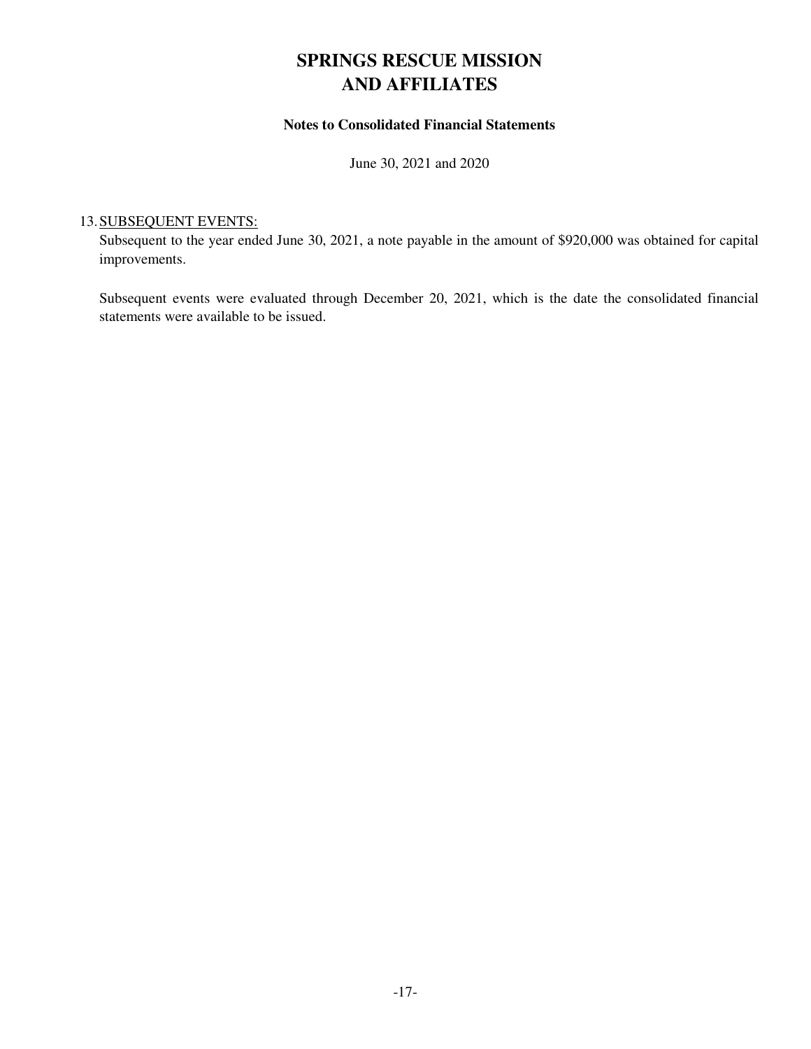# SPRINGS RESCUE MISSION AND AFFILIATES

**Notes to Consolidated Financial Statements**

June 30, 2021 and 2020

13. SUBSEQUENT EVENTS:

Subsequent to the year ended June 30, 2021, a note payable in the amount of $920,000 was obtained for capital improvements.

Subsequent events were evaluated through December 20, 2021, which is the date the consolidated financial statements were available to be issued.